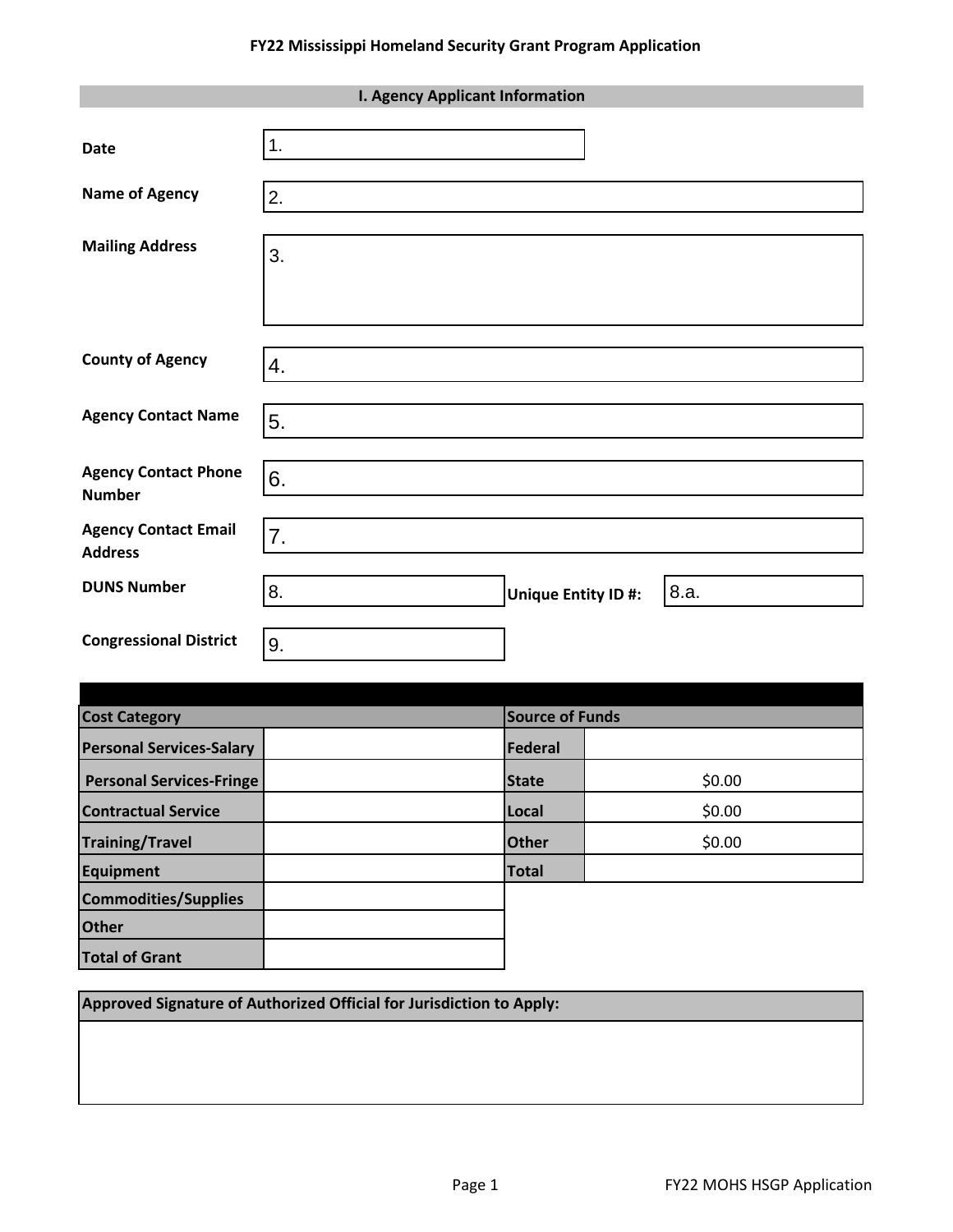# FY22 Mississippi Homeland Security Grant Program Application

## I. Agency Applicant Information

| | |
|---|---|
| **Date** | 1. |
| **Name of Agency** | 2. |
| **Mailing Address** | 3. |
| **County of Agency** | 4. |
| **Agency Contact Name** | 5. |
| **Agency Contact Phone Number** | 6. |
| **Agency Contact Email Address** | 7. |
| **DUNS Number** | 8. |
| **Unique Entity ID #:** | 8.a. |
| **Congressional District** | 9. |

| **Cost Category** | | **Source of Funds** | |
|---|---|---|---|
| **Personal Services-Salary** | | **Federal** | |
| **Personal Services-Fringe** | | **State** | $0.00 |
| **Contractual Service** | | **Local** | $0.00 |
| **Training/Travel** | | **Other** | $0.00 |
| **Equipment** | | **Total** | |
| **Commodities/Supplies** | | | |
| **Other** | | | |
| **Total of Grant** | | | |

| **Approved Signature of Authorized Official for Jurisdiction to Apply:** |
|---|
| |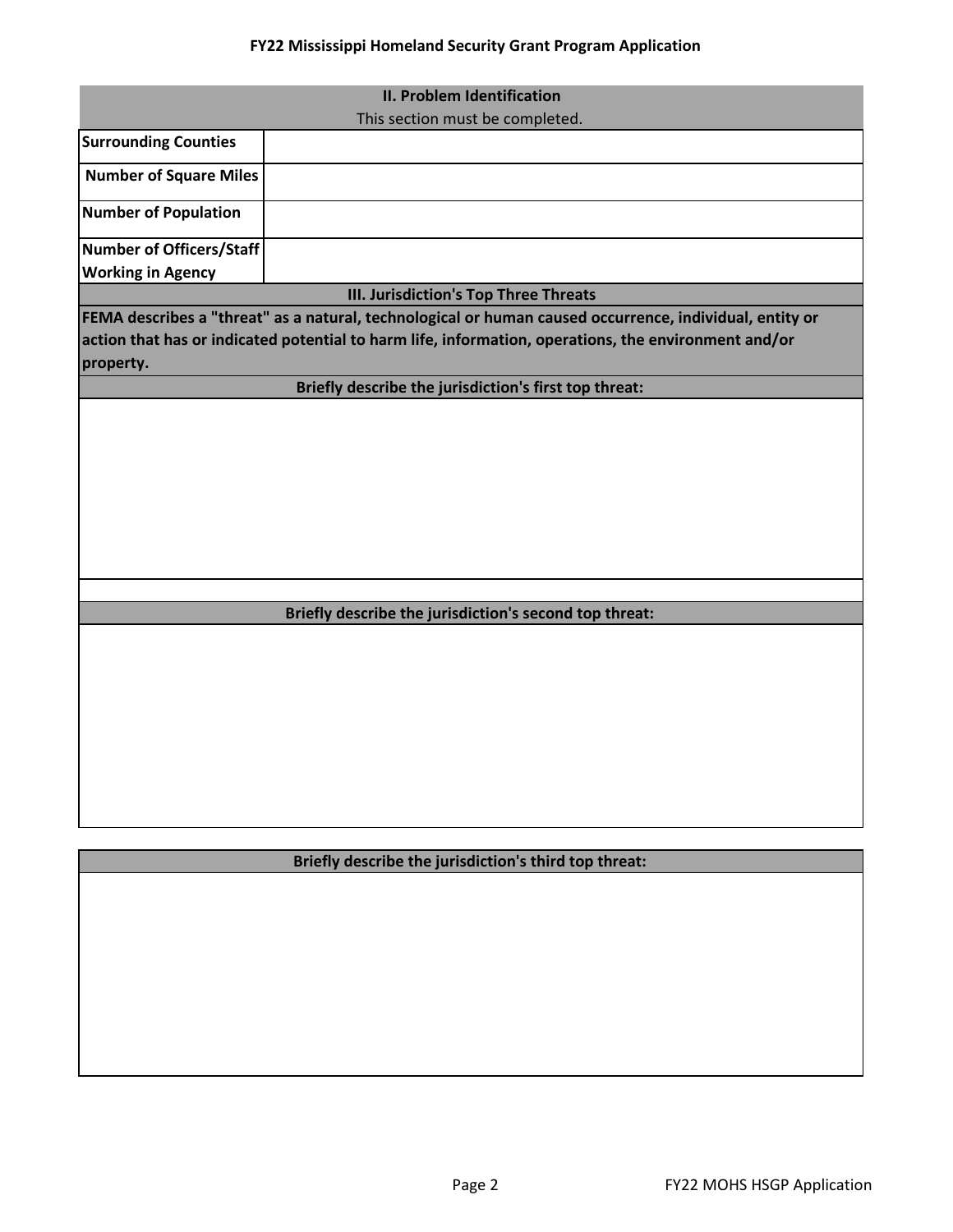## II. Problem Identification

This section must be completed.

| Field | Value |
| --- | --- |
| Surrounding Counties | |
| Number of Square Miles | |
| Number of Population | |
| Number of Officers/Staff Working in Agency | |

## III. Jurisdiction's Top Three Threats

**FEMA describes a "threat" as a natural, technological or human caused occurrence, individual, entity or action that has or indicated potential to harm life, information, operations, the environment and/or property.**

**Briefly describe the jurisdiction's first top threat:**

**Briefly describe the jurisdiction's second top threat:**

**Briefly describe the jurisdiction's third top threat:**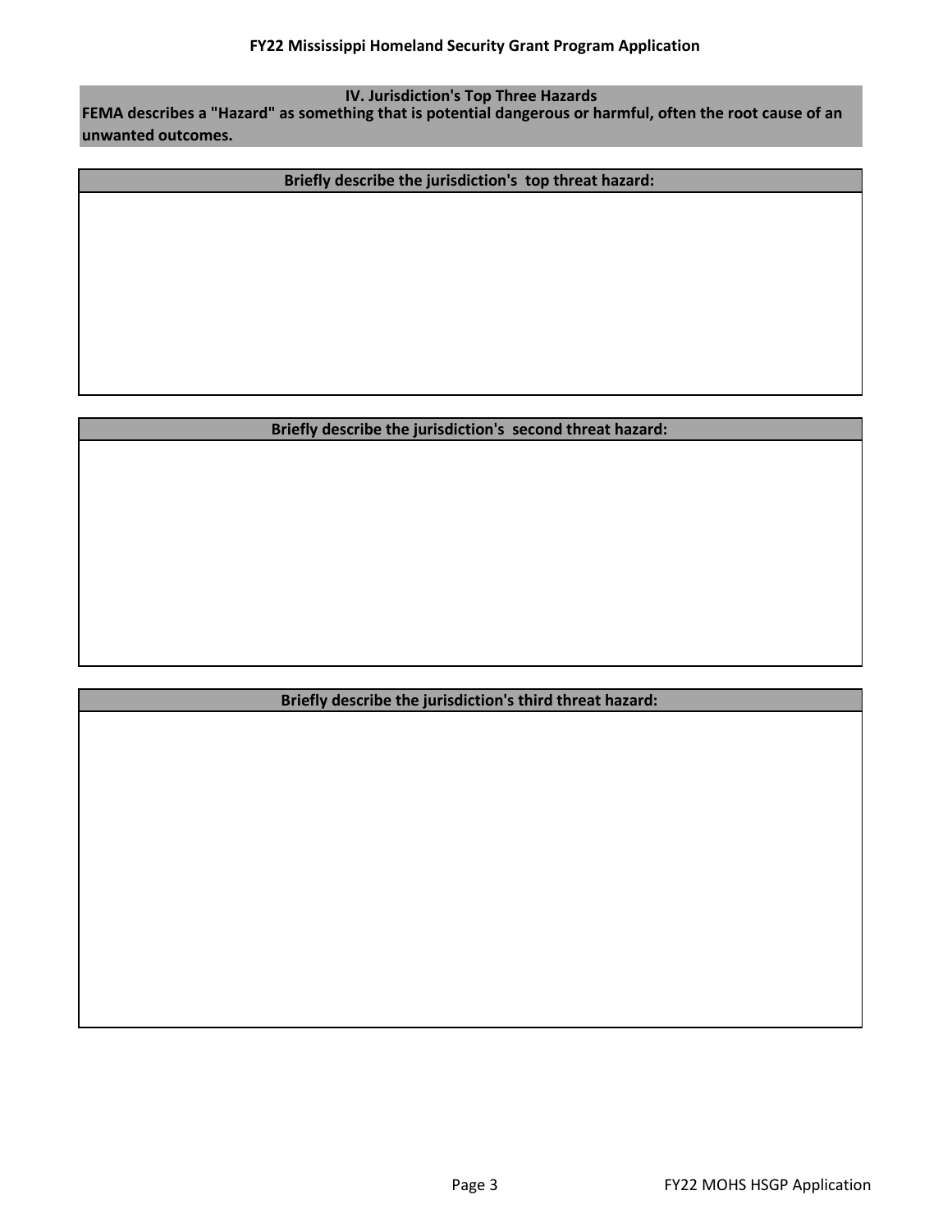## IV. Jurisdiction's Top Three Hazards

**FEMA describes a "Hazard" as something that is potential dangerous or harmful, often the root cause of an unwanted outcomes.**

| Briefly describe the jurisdiction's top threat hazard: |
| --- |
| |

| Briefly describe the jurisdiction's second threat hazard: |
| --- |
| |

| Briefly describe the jurisdiction's third threat hazard: |
| --- |
| |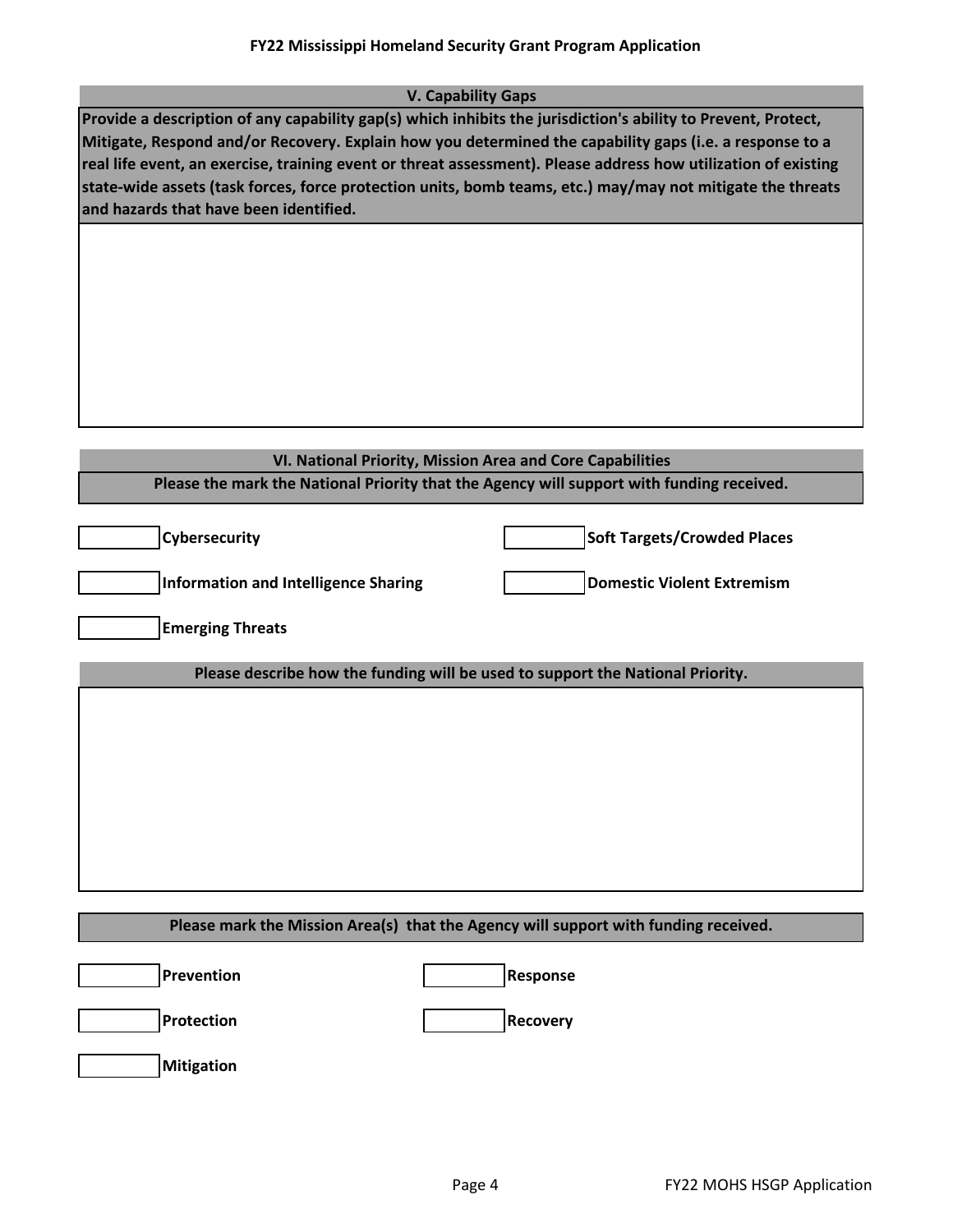## V. Capability Gaps

**Provide a description of any capability gap(s) which inhibits the jurisdiction's ability to Prevent, Protect, Mitigate, Respond and/or Recovery. Explain how you determined the capability gaps (i.e. a response to a real life event, an exercise, training event or threat assessment). Please address how utilization of existing state-wide assets (task forces, force protection units, bomb teams, etc.) may/may not mitigate the threats and hazards that have been identified.**

## VI. National Priority, Mission Area and Core Capabilities

**Please the mark the National Priority that the Agency will support with funding received.**

- [ ] **Cybersecurity**
- [ ] **Soft Targets/Crowded Places**
- [ ] **Information and Intelligence Sharing**
- [ ] **Domestic Violent Extremism**
- [ ] **Emerging Threats**

**Please describe how the funding will be used to support the National Priority.**

**Please mark the Mission Area(s) that the Agency will support with funding received.**

- [ ] **Prevention**
- [ ] **Response**
- [ ] **Protection**
- [ ] **Recovery**
- [ ] **Mitigation**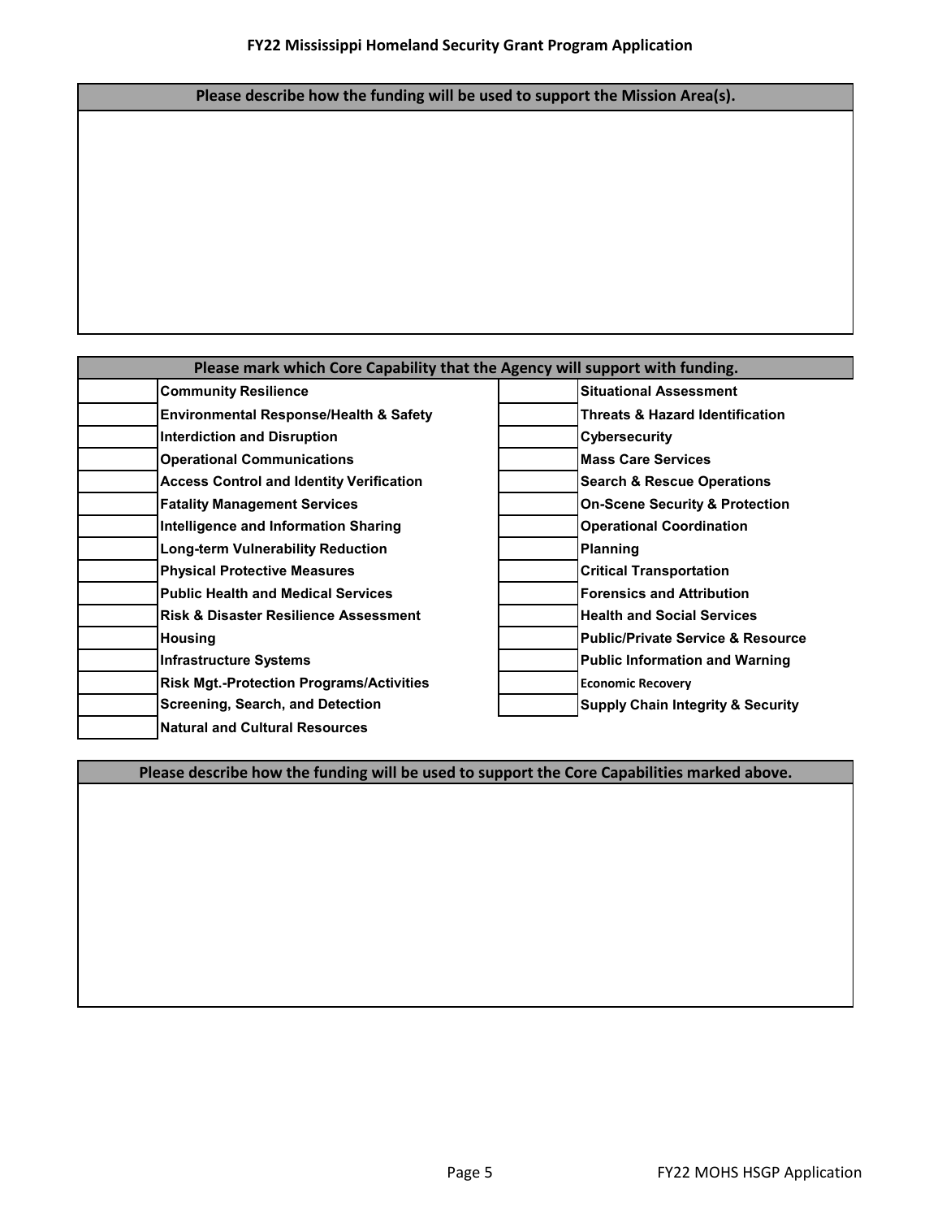## FY22 Mississippi Homeland Security Grant Program Application

| Please describe how the funding will be used to support the Mission Area(s). |
| --- |
| |

| Please mark which Core Capability that the Agency will support with funding. | | | |
| --- | --- | --- | --- |
| | **Community Resilience** | | **Situational Assessment** |
| | **Environmental Response/Health & Safety** | | **Threats & Hazard Identification** |
| | **Interdiction and Disruption** | | **Cybersecurity** |
| | **Operational Communications** | | **Mass Care Services** |
| | **Access Control and Identity Verification** | | **Search & Rescue Operations** |
| | **Fatality Management Services** | | **On-Scene Security & Protection** |
| | **Intelligence and Information Sharing** | | **Operational Coordination** |
| | **Long-term Vulnerability Reduction** | | **Planning** |
| | **Physical Protective Measures** | | **Critical Transportation** |
| | **Public Health and Medical Services** | | **Forensics and Attribution** |
| | **Risk & Disaster Resilience Assessment** | | **Health and Social Services** |
| | **Housing** | | **Public/Private Service & Resource** |
| | **Infrastructure Systems** | | **Public Information and Warning** |
| | **Risk Mgt.-Protection Programs/Activities** | | **Economic Recovery** |
| | **Screening, Search, and Detection** | | **Supply Chain Integrity & Security** |
| | **Natural and Cultural Resources** | | |

| Please describe how the funding will be used to support the Core Capabilities marked above. |
| --- |
| |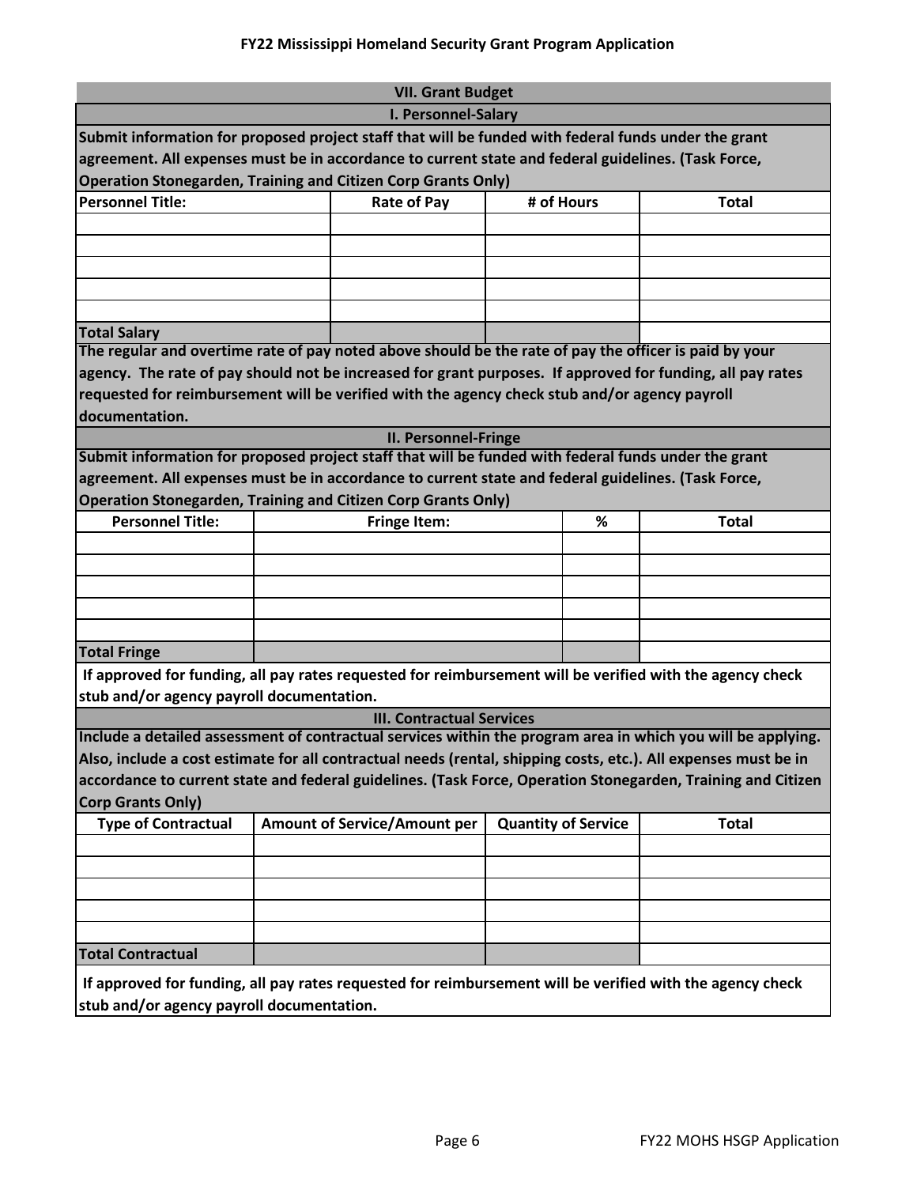## VII. Grant Budget

### I. Personnel-Salary

**Submit information for proposed project staff that will be funded with federal funds under the grant agreement. All expenses must be in accordance to current state and federal guidelines. (Task Force, Operation Stonegarden, Training and Citizen Corp Grants Only)**

| Personnel Title: | Rate of Pay | # of Hours | Total |
|---|---|---|---|
| | | | |
| | | | |
| | | | |
| | | | |
| | | | |
| **Total Salary** | | | |

**The regular and overtime rate of pay noted above should be the rate of pay the officer is paid by your agency. The rate of pay should not be increased for grant purposes. If approved for funding, all pay rates requested for reimbursement will be verified with the agency check stub and/or agency payroll documentation.**

### II. Personnel-Fringe

**Submit information for proposed project staff that will be funded with federal funds under the grant agreement. All expenses must be in accordance to current state and federal guidelines. (Task Force, Operation Stonegarden, Training and Citizen Corp Grants Only)**

| Personnel Title: | Fringe Item: | % | Total |
|---|---|---|---|
| | | | |
| | | | |
| | | | |
| | | | |
| | | | |
| **Total Fringe** | | | |

**If approved for funding, all pay rates requested for reimbursement will be verified with the agency check stub and/or agency payroll documentation.**

### III. Contractual Services

**Include a detailed assessment of contractual services within the program area in which you will be applying. Also, include a cost estimate for all contractual needs (rental, shipping costs, etc.). All expenses must be in accordance to current state and federal guidelines. (Task Force, Operation Stonegarden, Training and Citizen Corp Grants Only)**

| Type of Contractual | Amount of Service/Amount per | Quantity of Service | Total |
|---|---|---|---|
| | | | |
| | | | |
| | | | |
| | | | |
| | | | |
| **Total Contractual** | | | |

**If approved for funding, all pay rates requested for reimbursement will be verified with the agency check stub and/or agency payroll documentation.**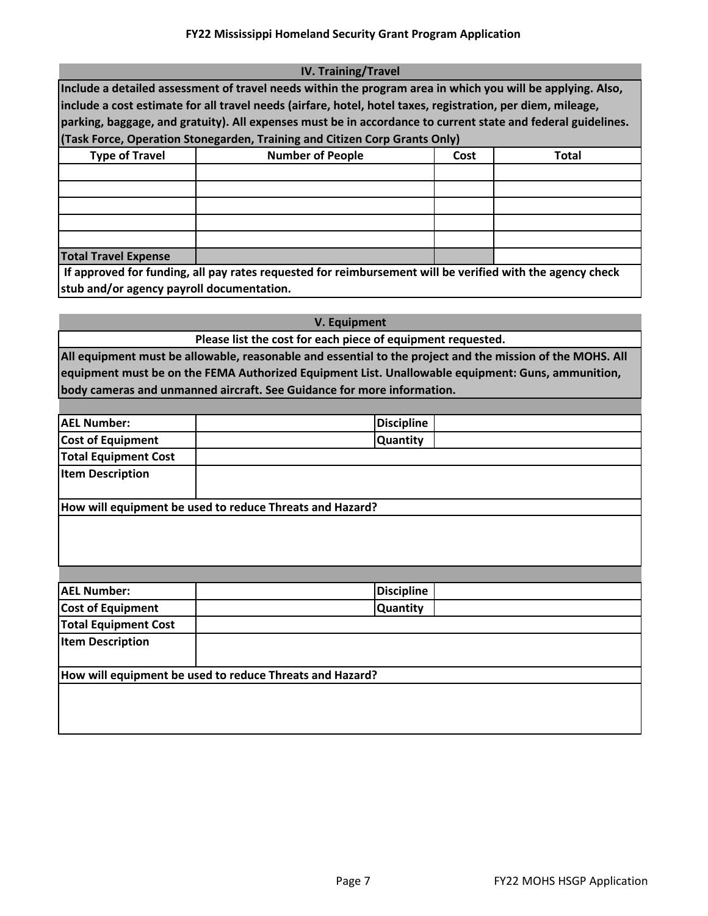## IV. Training/Travel

**Include a detailed assessment of travel needs within the program area in which you will be applying. Also, include a cost estimate for all travel needs (airfare, hotel, hotel taxes, registration, per diem, mileage, parking, baggage, and gratuity). All expenses must be in accordance to current state and federal guidelines. (Task Force, Operation Stonegarden, Training and Citizen Corp Grants Only)**

| Type of Travel | Number of People | Cost | Total |
|---|---|---|---|
| | | | |
| | | | |
| | | | |
| | | | |
| | | | |
| **Total Travel Expense** | | | |

**If approved for funding, all pay rates requested for reimbursement will be verified with the agency check stub and/or agency payroll documentation.**

## V. Equipment

**Please list the cost for each piece of equipment requested.**

**All equipment must be allowable, reasonable and essential to the project and the mission of the MOHS. All equipment must be on the FEMA Authorized Equipment List. Unallowable equipment: Guns, ammunition, body cameras and unmanned aircraft. See Guidance for more information.**

| | | | |
|---|---|---|---|
| **AEL Number:** | | **Discipline** | |
| **Cost of Equipment** | | **Quantity** | |
| **Total Equipment Cost** | | | |
| **Item Description** | | | |

**How will equipment be used to reduce Threats and Hazard?**

| | | | |
|---|---|---|---|
| **AEL Number:** | | **Discipline** | |
| **Cost of Equipment** | | **Quantity** | |
| **Total Equipment Cost** | | | |
| **Item Description** | | | |

**How will equipment be used to reduce Threats and Hazard?**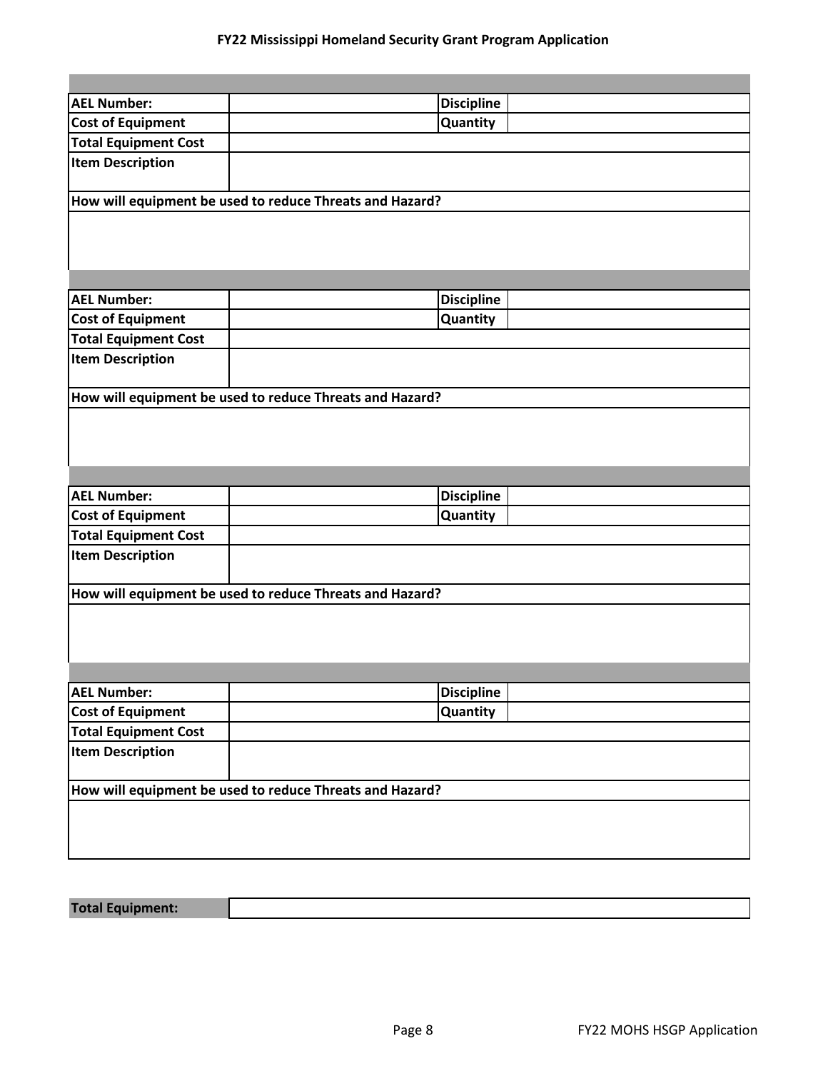| AEL Number: | | Discipline | |
|---|---|---|---|
| Cost of Equipment | | Quantity | |
| Total Equipment Cost | | | |
| Item Description | | | |
| How will equipment be used to reduce Threats and Hazard? | | | |
| | | | |

| AEL Number: | | Discipline | |
|---|---|---|---|
| Cost of Equipment | | Quantity | |
| Total Equipment Cost | | | |
| Item Description | | | |
| How will equipment be used to reduce Threats and Hazard? | | | |
| | | | |

| AEL Number: | | Discipline | |
|---|---|---|---|
| Cost of Equipment | | Quantity | |
| Total Equipment Cost | | | |
| Item Description | | | |
| How will equipment be used to reduce Threats and Hazard? | | | |
| | | | |

| AEL Number: | | Discipline | |
|---|---|---|---|
| Cost of Equipment | | Quantity | |
| Total Equipment Cost | | | |
| Item Description | | | |
| How will equipment be used to reduce Threats and Hazard? | | | |
| | | | |

| Total Equipment: | |
|---|---|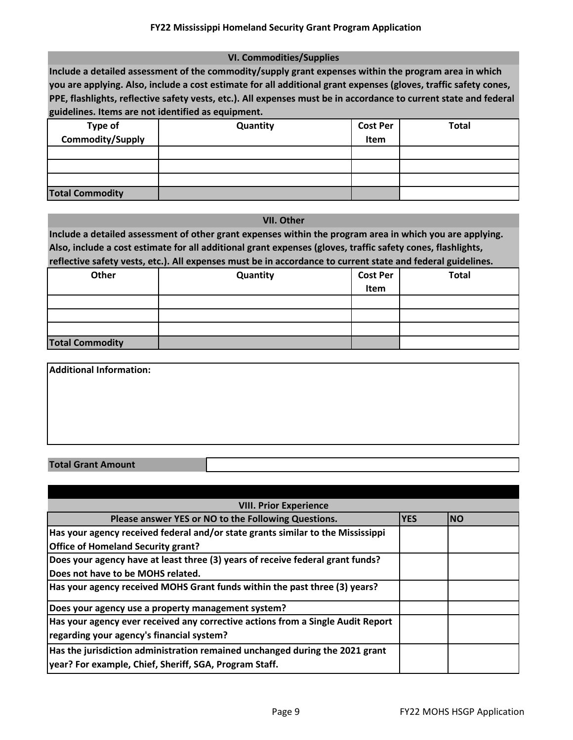## VI. Commodities/Supplies

**Include a detailed assessment of the commodity/supply grant expenses within the program area in which you are applying. Also, include a cost estimate for all additional grant expenses (gloves, traffic safety cones, PPE, flashlights, reflective safety vests, etc.). All expenses must be in accordance to current state and federal guidelines. Items are not identified as equipment.**

| Type of Commodity/Supply | Quantity | Cost Per Item | Total |
|---|---|---|---|
| | | | |
| | | | |
| | | | |
| **Total Commodity** | | | |

## VII. Other

**Include a detailed assessment of other grant expenses within the program area in which you are applying. Also, include a cost estimate for all additional grant expenses (gloves, traffic safety cones, flashlights, reflective safety vests, etc.). All expenses must be in accordance to current state and federal guidelines.**

| Other | Quantity | Cost Per Item | Total |
|---|---|---|---|
| | | | |
| | | | |
| | | | |
| **Total Commodity** | | | |

**Additional Information:**

| **Total Grant Amount** | |
|---|---|

## VIII. Prior Experience

| Please answer YES or NO to the Following Questions. | YES | NO |
|---|---|---|
| Has your agency received federal and/or state grants similar to the Mississippi Office of Homeland Security grant? | | |
| Does your agency have at least three (3) years of receive federal grant funds? Does not have to be MOHS related. | | |
| Has your agency received MOHS Grant funds within the past three (3) years? | | |
| Does your agency use a property management system? | | |
| Has your agency ever received any corrective actions from a Single Audit Report regarding your agency's financial system? | | |
| Has the jurisdiction administration remained unchanged during the 2021 grant year? For example, Chief, Sheriff, SGA, Program Staff. | | |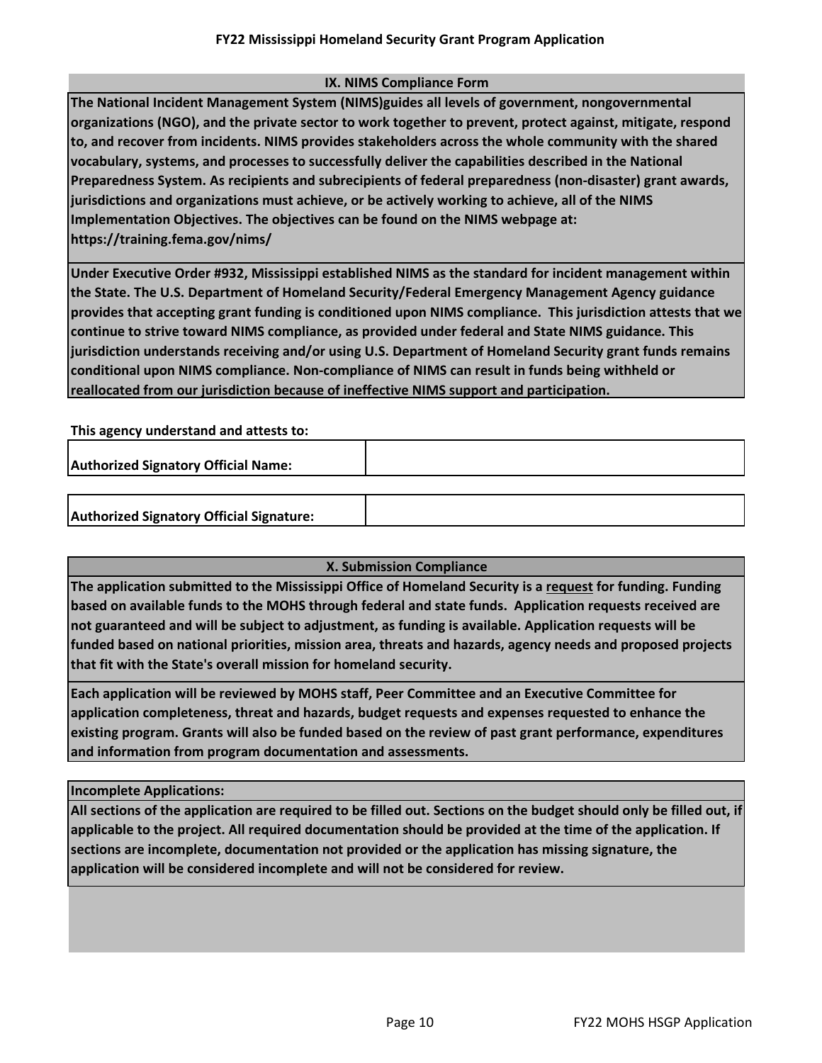## IX. NIMS Compliance Form

**The National Incident Management System (NIMS)guides all levels of government, nongovernmental organizations (NGO), and the private sector to work together to prevent, protect against, mitigate, respond to, and recover from incidents. NIMS provides stakeholders across the whole community with the shared vocabulary, systems, and processes to successfully deliver the capabilities described in the National Preparedness System. As recipients and subrecipients of federal preparedness (non-disaster) grant awards, jurisdictions and organizations must achieve, or be actively working to achieve, all of the NIMS Implementation Objectives. The objectives can be found on the NIMS webpage at: https://training.fema.gov/nims/**

**Under Executive Order #932, Mississippi established NIMS as the standard for incident management within the State. The U.S. Department of Homeland Security/Federal Emergency Management Agency guidance provides that accepting grant funding is conditioned upon NIMS compliance. This jurisdiction attests that we continue to strive toward NIMS compliance, as provided under federal and State NIMS guidance. This jurisdiction understands receiving and/or using U.S. Department of Homeland Security grant funds remains conditional upon NIMS compliance. Non-compliance of NIMS can result in funds being withheld or reallocated from our jurisdiction because of ineffective NIMS support and participation.**

**This agency understand and attests to:**

| **Authorized Signatory Official Name:** | |
|---|---|

| **Authorized Signatory Official Signature:** | |
|---|---|

## X. Submission Compliance

**The application submitted to the Mississippi Office of Homeland Security is a request for funding. Funding based on available funds to the MOHS through federal and state funds. Application requests received are not guaranteed and will be subject to adjustment, as funding is available. Application requests will be funded based on national priorities, mission area, threats and hazards, agency needs and proposed projects that fit with the State's overall mission for homeland security.**

**Each application will be reviewed by MOHS staff, Peer Committee and an Executive Committee for application completeness, threat and hazards, budget requests and expenses requested to enhance the existing program. Grants will also be funded based on the review of past grant performance, expenditures and information from program documentation and assessments.**

**Incomplete Applications:**

**All sections of the application are required to be filled out. Sections on the budget should only be filled out, if applicable to the project. All required documentation should be provided at the time of the application. If sections are incomplete, documentation not provided or the application has missing signature, the application will be considered incomplete and will not be considered for review.**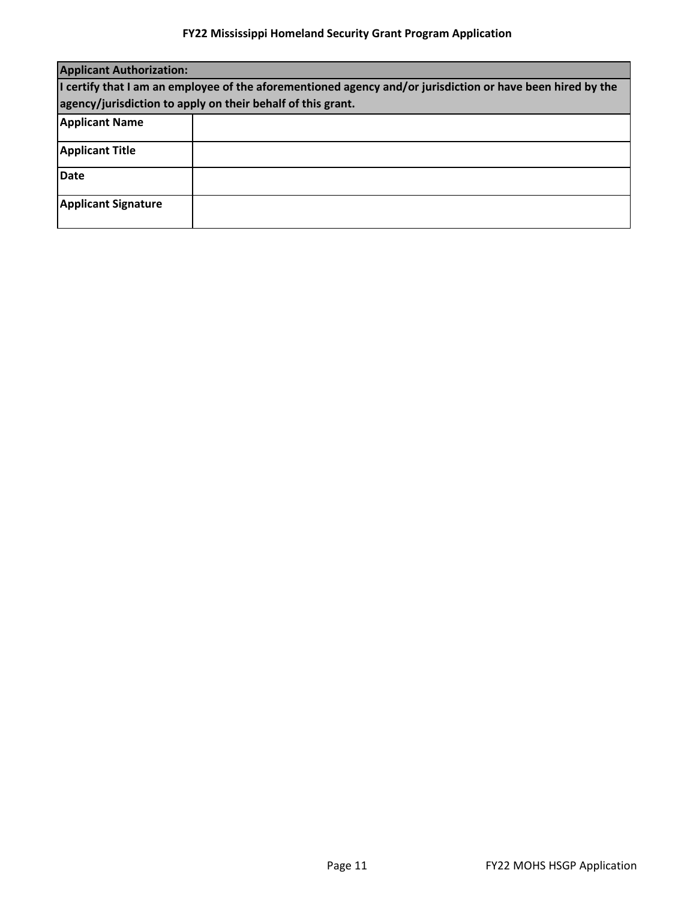| Applicant Authorization: | |
|---|---|
| **I certify that I am an employee of the aforementioned agency and/or jurisdiction or have been hired by the agency/jurisdiction to apply on their behalf of this grant.** | |
| **Applicant Name** | |
| **Applicant Title** | |
| **Date** | |
| **Applicant Signature** | |